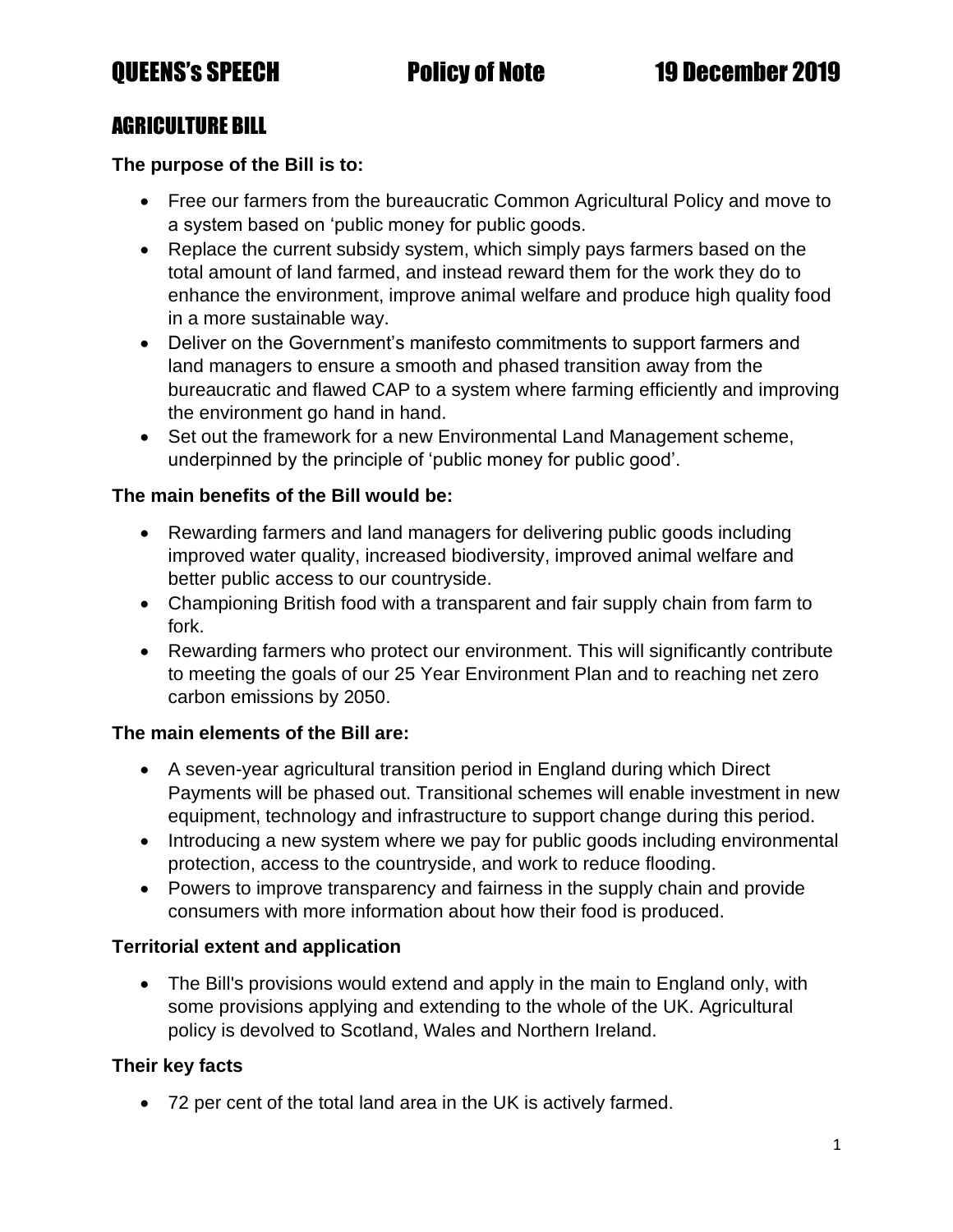# QUEENS's SPEECH Policy of Note 19 December 2019

## AGRICULTURE BILL

**The purpose of the Bill is to:**

- Free our farmers from the bureaucratic Common Agricultural Policy and move to a system based on 'public money for public goods.
- Replace the current subsidy system, which simply pays farmers based on the total amount of land farmed, and instead reward them for the work they do to enhance the environment, improve animal welfare and produce high quality food in a more sustainable way.
- Deliver on the Government's manifesto commitments to support farmers and land managers to ensure a smooth and phased transition away from the bureaucratic and flawed CAP to a system where farming efficiently and improving the environment go hand in hand.
- Set out the framework for a new Environmental Land Management scheme, underpinned by the principle of 'public money for public good'.

**The main benefits of the Bill would be:**

- Rewarding farmers and land managers for delivering public goods including improved water quality, increased biodiversity, improved animal welfare and better public access to our countryside.
- Championing British food with a transparent and fair supply chain from farm to fork.
- Rewarding farmers who protect our environment. This will significantly contribute to meeting the goals of our 25 Year Environment Plan and to reaching net zero carbon emissions by 2050.

**The main elements of the Bill are:**

- A seven-year agricultural transition period in England during which Direct Payments will be phased out. Transitional schemes will enable investment in new equipment, technology and infrastructure to support change during this period.
- Introducing a new system where we pay for public goods including environmental protection, access to the countryside, and work to reduce flooding.
- Powers to improve transparency and fairness in the supply chain and provide consumers with more information about how their food is produced.

**Territorial extent and application**

- The Bill's provisions would extend and apply in the main to England only, with some provisions applying and extending to the whole of the UK. Agricultural policy is devolved to Scotland, Wales and Northern Ireland.

**Their key facts**

- 72 per cent of the total land area in the UK is actively farmed.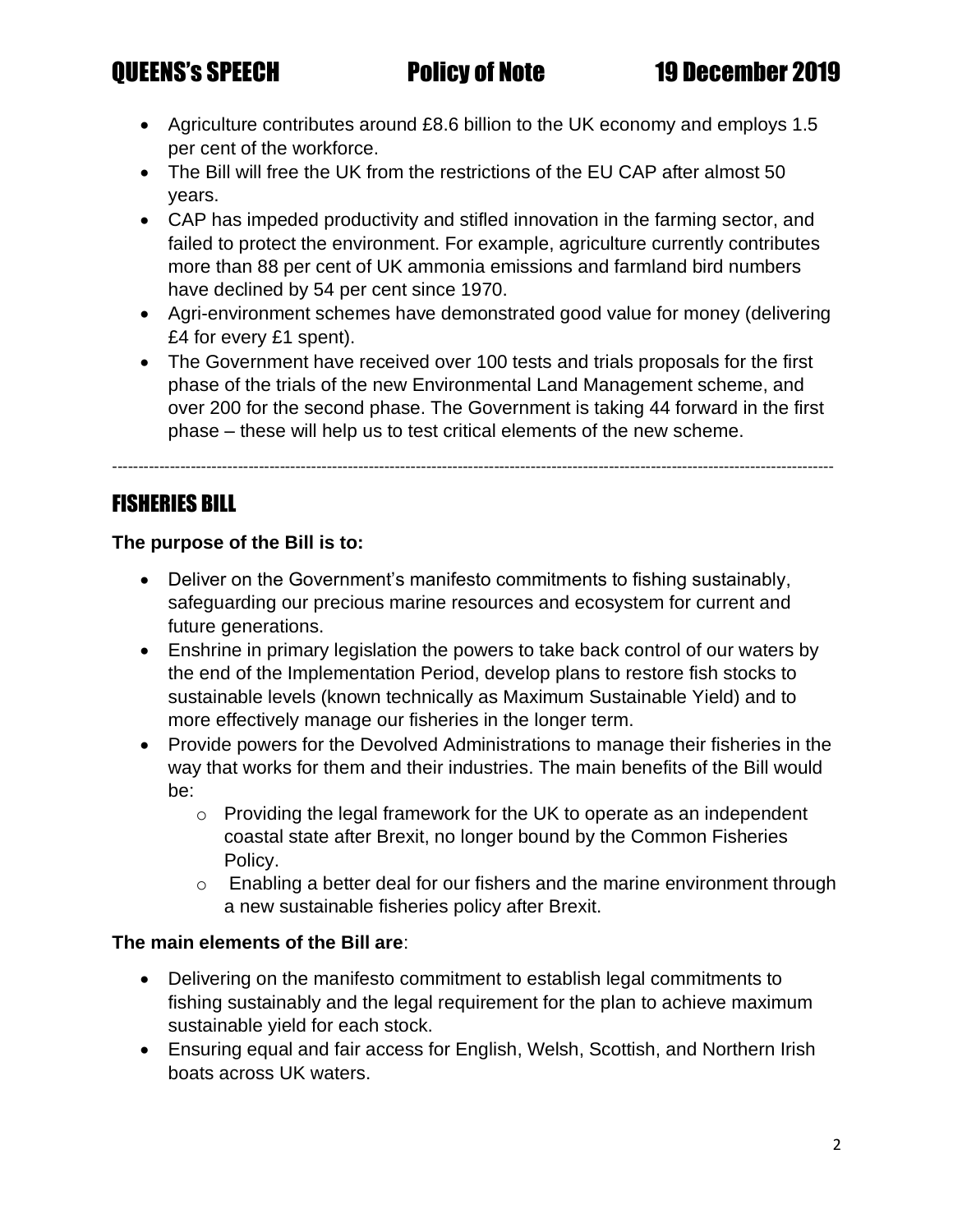- Agriculture contributes around £8.6 billion to the UK economy and employs 1.5 per cent of the workforce.
- The Bill will free the UK from the restrictions of the EU CAP after almost 50 years.
- CAP has impeded productivity and stifled innovation in the farming sector, and failed to protect the environment. For example, agriculture currently contributes more than 88 per cent of UK ammonia emissions and farmland bird numbers have declined by 54 per cent since 1970.
- Agri-environment schemes have demonstrated good value for money (delivering £4 for every £1 spent).
- The Government have received over 100 tests and trials proposals for the first phase of the trials of the new Environmental Land Management scheme, and over 200 for the second phase. The Government is taking 44 forward in the first phase – these will help us to test critical elements of the new scheme.

---

## FISHERIES BILL

**The purpose of the Bill is to:**

- Deliver on the Government's manifesto commitments to fishing sustainably, safeguarding our precious marine resources and ecosystem for current and future generations.
- Enshrine in primary legislation the powers to take back control of our waters by the end of the Implementation Period, develop plans to restore fish stocks to sustainable levels (known technically as Maximum Sustainable Yield) and to more effectively manage our fisheries in the longer term.
- Provide powers for the Devolved Administrations to manage their fisheries in the way that works for them and their industries. The main benefits of the Bill would be:
  - Providing the legal framework for the UK to operate as an independent coastal state after Brexit, no longer bound by the Common Fisheries Policy.
  - Enabling a better deal for our fishers and the marine environment through a new sustainable fisheries policy after Brexit.

**The main elements of the Bill are**:

- Delivering on the manifesto commitment to establish legal commitments to fishing sustainably and the legal requirement for the plan to achieve maximum sustainable yield for each stock.
- Ensuring equal and fair access for English, Welsh, Scottish, and Northern Irish boats across UK waters.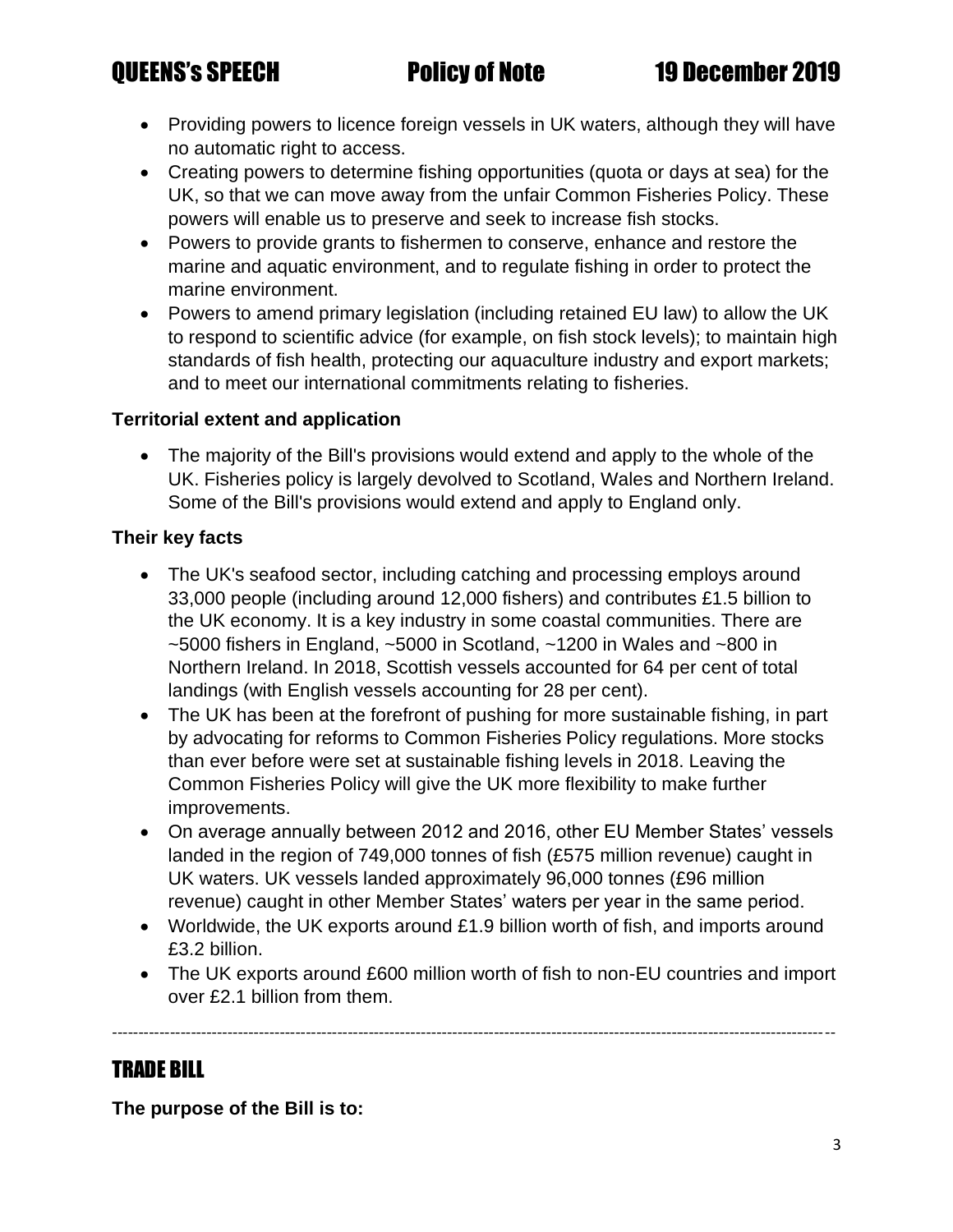- Providing powers to licence foreign vessels in UK waters, although they will have no automatic right to access.
- Creating powers to determine fishing opportunities (quota or days at sea) for the UK, so that we can move away from the unfair Common Fisheries Policy. These powers will enable us to preserve and seek to increase fish stocks.
- Powers to provide grants to fishermen to conserve, enhance and restore the marine and aquatic environment, and to regulate fishing in order to protect the marine environment.
- Powers to amend primary legislation (including retained EU law) to allow the UK to respond to scientific advice (for example, on fish stock levels); to maintain high standards of fish health, protecting our aquaculture industry and export markets; and to meet our international commitments relating to fisheries.

**Territorial extent and application**

- The majority of the Bill's provisions would extend and apply to the whole of the UK. Fisheries policy is largely devolved to Scotland, Wales and Northern Ireland. Some of the Bill's provisions would extend and apply to England only.

**Their key facts**

- The UK's seafood sector, including catching and processing employs around 33,000 people (including around 12,000 fishers) and contributes £1.5 billion to the UK economy. It is a key industry in some coastal communities. There are ~5000 fishers in England, ~5000 in Scotland, ~1200 in Wales and ~800 in Northern Ireland. In 2018, Scottish vessels accounted for 64 per cent of total landings (with English vessels accounting for 28 per cent).
- The UK has been at the forefront of pushing for more sustainable fishing, in part by advocating for reforms to Common Fisheries Policy regulations. More stocks than ever before were set at sustainable fishing levels in 2018. Leaving the Common Fisheries Policy will give the UK more flexibility to make further improvements.
- On average annually between 2012 and 2016, other EU Member States' vessels landed in the region of 749,000 tonnes of fish (£575 million revenue) caught in UK waters. UK vessels landed approximately 96,000 tonnes (£96 million revenue) caught in other Member States' waters per year in the same period.
- Worldwide, the UK exports around £1.9 billion worth of fish, and imports around £3.2 billion.
- The UK exports around £600 million worth of fish to non-EU countries and import over £2.1 billion from them.

---

## TRADE BILL

**The purpose of the Bill is to:**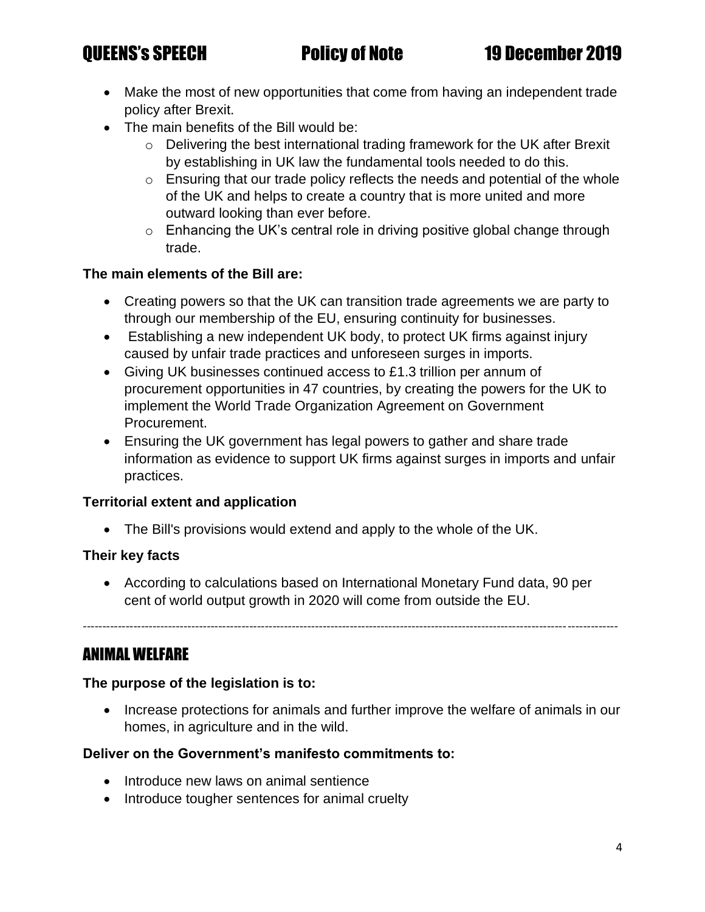- Make the most of new opportunities that come from having an independent trade policy after Brexit.
- The main benefits of the Bill would be:
  - Delivering the best international trading framework for the UK after Brexit by establishing in UK law the fundamental tools needed to do this.
  - Ensuring that our trade policy reflects the needs and potential of the whole of the UK and helps to create a country that is more united and more outward looking than ever before.
  - Enhancing the UK's central role in driving positive global change through trade.

**The main elements of the Bill are:**

- Creating powers so that the UK can transition trade agreements we are party to through our membership of the EU, ensuring continuity for businesses.
- Establishing a new independent UK body, to protect UK firms against injury caused by unfair trade practices and unforeseen surges in imports.
- Giving UK businesses continued access to £1.3 trillion per annum of procurement opportunities in 47 countries, by creating the powers for the UK to implement the World Trade Organization Agreement on Government Procurement.
- Ensuring the UK government has legal powers to gather and share trade information as evidence to support UK firms against surges in imports and unfair practices.

**Territorial extent and application**

- The Bill's provisions would extend and apply to the whole of the UK.

**Their key facts**

- According to calculations based on International Monetary Fund data, 90 per cent of world output growth in 2020 will come from outside the EU.

---

## ANIMAL WELFARE

**The purpose of the legislation is to:**

- Increase protections for animals and further improve the welfare of animals in our homes, in agriculture and in the wild.

**Deliver on the Government's manifesto commitments to:**

- Introduce new laws on animal sentience
- Introduce tougher sentences for animal cruelty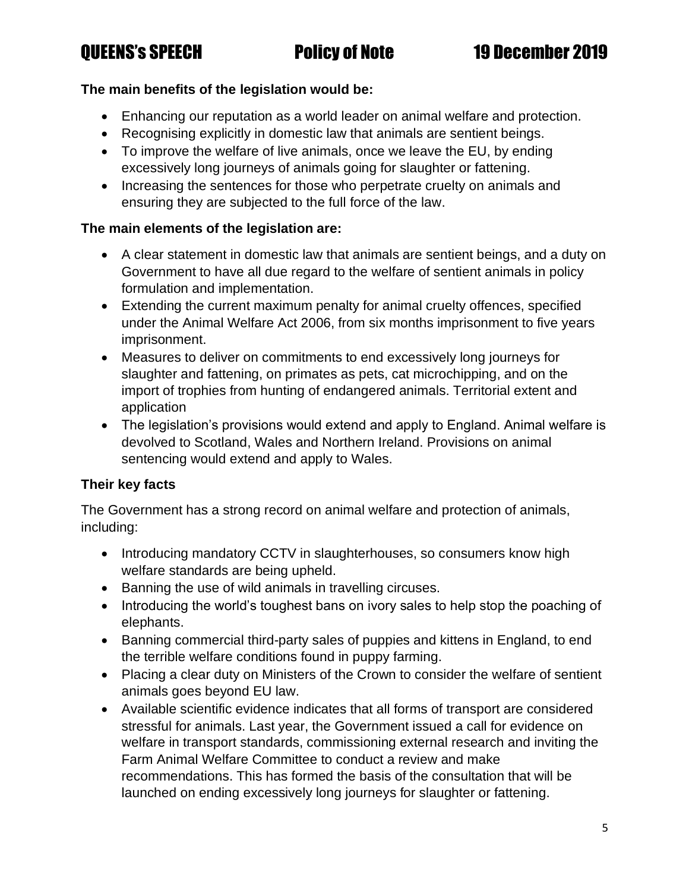**The main benefits of the legislation would be:**

- Enhancing our reputation as a world leader on animal welfare and protection.
- Recognising explicitly in domestic law that animals are sentient beings.
- To improve the welfare of live animals, once we leave the EU, by ending excessively long journeys of animals going for slaughter or fattening.
- Increasing the sentences for those who perpetrate cruelty on animals and ensuring they are subjected to the full force of the law.

**The main elements of the legislation are:**

- A clear statement in domestic law that animals are sentient beings, and a duty on Government to have all due regard to the welfare of sentient animals in policy formulation and implementation.
- Extending the current maximum penalty for animal cruelty offences, specified under the Animal Welfare Act 2006, from six months imprisonment to five years imprisonment.
- Measures to deliver on commitments to end excessively long journeys for slaughter and fattening, on primates as pets, cat microchipping, and on the import of trophies from hunting of endangered animals. Territorial extent and application
- The legislation's provisions would extend and apply to England. Animal welfare is devolved to Scotland, Wales and Northern Ireland. Provisions on animal sentencing would extend and apply to Wales.

**Their key facts**

The Government has a strong record on animal welfare and protection of animals, including:

- Introducing mandatory CCTV in slaughterhouses, so consumers know high welfare standards are being upheld.
- Banning the use of wild animals in travelling circuses.
- Introducing the world's toughest bans on ivory sales to help stop the poaching of elephants.
- Banning commercial third-party sales of puppies and kittens in England, to end the terrible welfare conditions found in puppy farming.
- Placing a clear duty on Ministers of the Crown to consider the welfare of sentient animals goes beyond EU law.
- Available scientific evidence indicates that all forms of transport are considered stressful for animals. Last year, the Government issued a call for evidence on welfare in transport standards, commissioning external research and inviting the Farm Animal Welfare Committee to conduct a review and make recommendations. This has formed the basis of the consultation that will be launched on ending excessively long journeys for slaughter or fattening.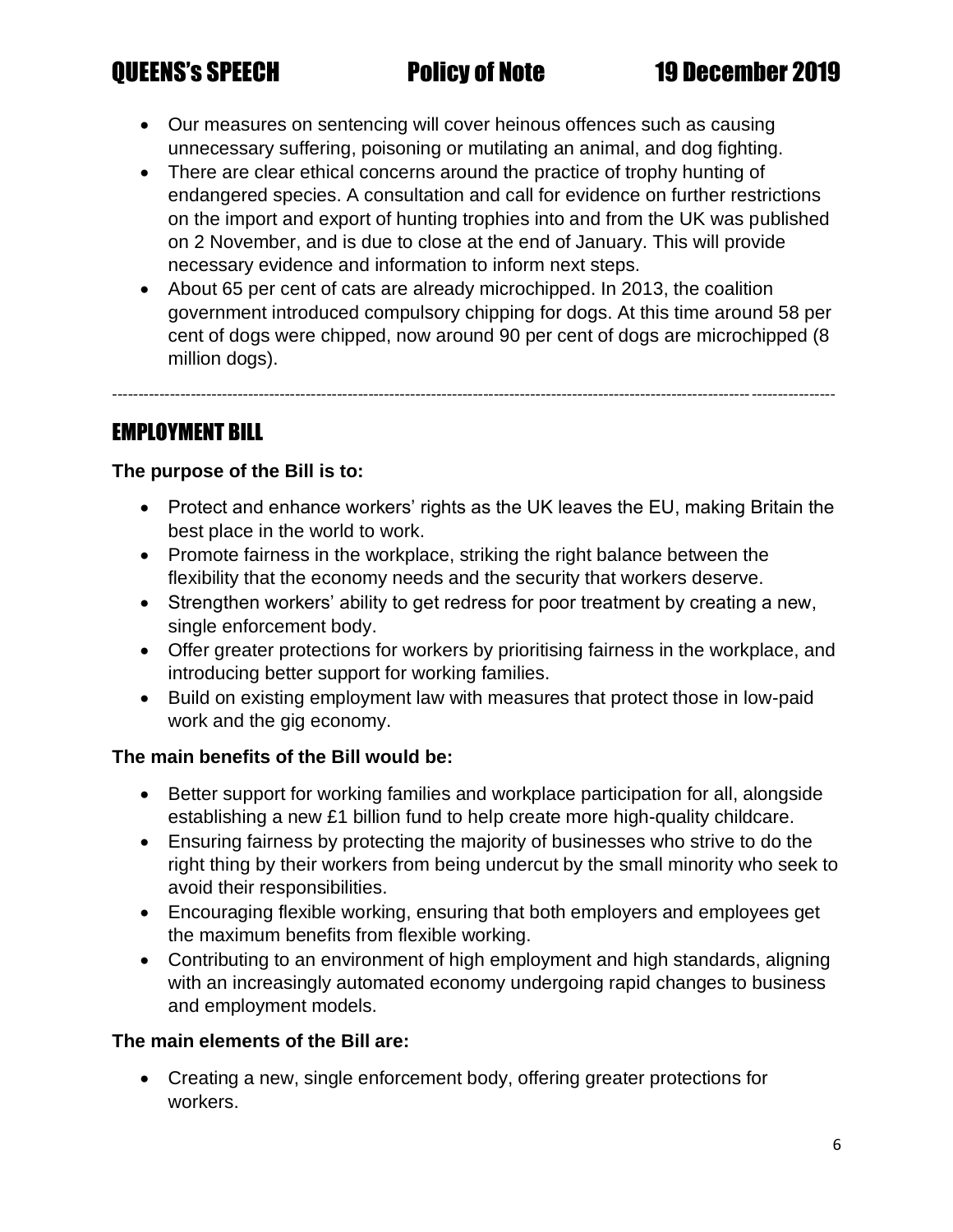- Our measures on sentencing will cover heinous offences such as causing unnecessary suffering, poisoning or mutilating an animal, and dog fighting.
- There are clear ethical concerns around the practice of trophy hunting of endangered species. A consultation and call for evidence on further restrictions on the import and export of hunting trophies into and from the UK was published on 2 November, and is due to close at the end of January. This will provide necessary evidence and information to inform next steps.
- About 65 per cent of cats are already microchipped. In 2013, the coalition government introduced compulsory chipping for dogs. At this time around 58 per cent of dogs were chipped, now around 90 per cent of dogs are microchipped (8 million dogs).

---

## EMPLOYMENT BILL

**The purpose of the Bill is to:**

- Protect and enhance workers' rights as the UK leaves the EU, making Britain the best place in the world to work.
- Promote fairness in the workplace, striking the right balance between the flexibility that the economy needs and the security that workers deserve.
- Strengthen workers' ability to get redress for poor treatment by creating a new, single enforcement body.
- Offer greater protections for workers by prioritising fairness in the workplace, and introducing better support for working families.
- Build on existing employment law with measures that protect those in low-paid work and the gig economy.

**The main benefits of the Bill would be:**

- Better support for working families and workplace participation for all, alongside establishing a new £1 billion fund to help create more high-quality childcare.
- Ensuring fairness by protecting the majority of businesses who strive to do the right thing by their workers from being undercut by the small minority who seek to avoid their responsibilities.
- Encouraging flexible working, ensuring that both employers and employees get the maximum benefits from flexible working.
- Contributing to an environment of high employment and high standards, aligning with an increasingly automated economy undergoing rapid changes to business and employment models.

**The main elements of the Bill are:**

- Creating a new, single enforcement body, offering greater protections for workers.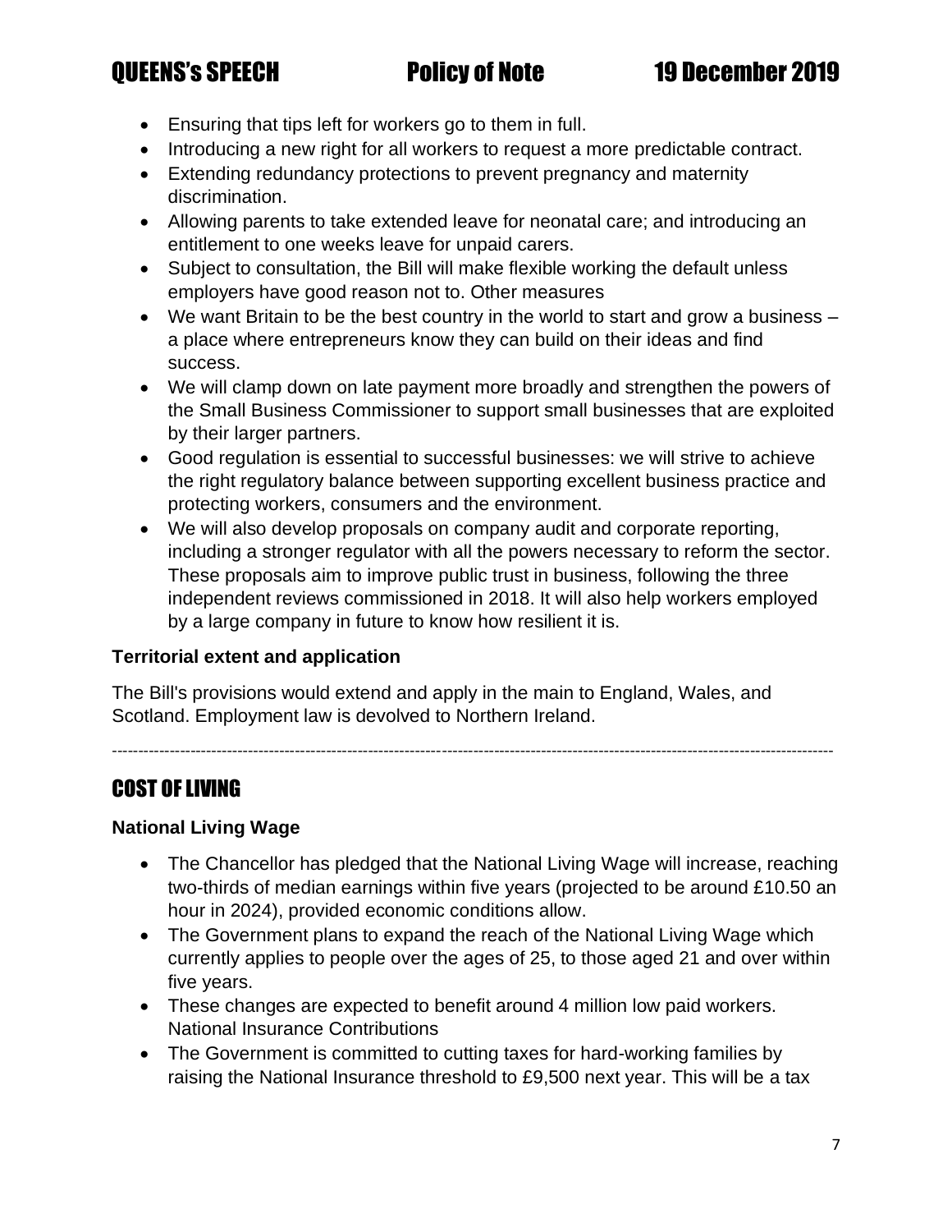- Ensuring that tips left for workers go to them in full.
- Introducing a new right for all workers to request a more predictable contract.
- Extending redundancy protections to prevent pregnancy and maternity discrimination.
- Allowing parents to take extended leave for neonatal care; and introducing an entitlement to one weeks leave for unpaid carers.
- Subject to consultation, the Bill will make flexible working the default unless employers have good reason not to. Other measures
- We want Britain to be the best country in the world to start and grow a business – a place where entrepreneurs know they can build on their ideas and find success.
- We will clamp down on late payment more broadly and strengthen the powers of the Small Business Commissioner to support small businesses that are exploited by their larger partners.
- Good regulation is essential to successful businesses: we will strive to achieve the right regulatory balance between supporting excellent business practice and protecting workers, consumers and the environment.
- We will also develop proposals on company audit and corporate reporting, including a stronger regulator with all the powers necessary to reform the sector. These proposals aim to improve public trust in business, following the three independent reviews commissioned in 2018. It will also help workers employed by a large company in future to know how resilient it is.

**Territorial extent and application**

The Bill's provisions would extend and apply in the main to England, Wales, and Scotland. Employment law is devolved to Northern Ireland.

---

## COST OF LIVING

**National Living Wage**

- The Chancellor has pledged that the National Living Wage will increase, reaching two-thirds of median earnings within five years (projected to be around £10.50 an hour in 2024), provided economic conditions allow.
- The Government plans to expand the reach of the National Living Wage which currently applies to people over the ages of 25, to those aged 21 and over within five years.
- These changes are expected to benefit around 4 million low paid workers. National Insurance Contributions
- The Government is committed to cutting taxes for hard-working families by raising the National Insurance threshold to £9,500 next year. This will be a tax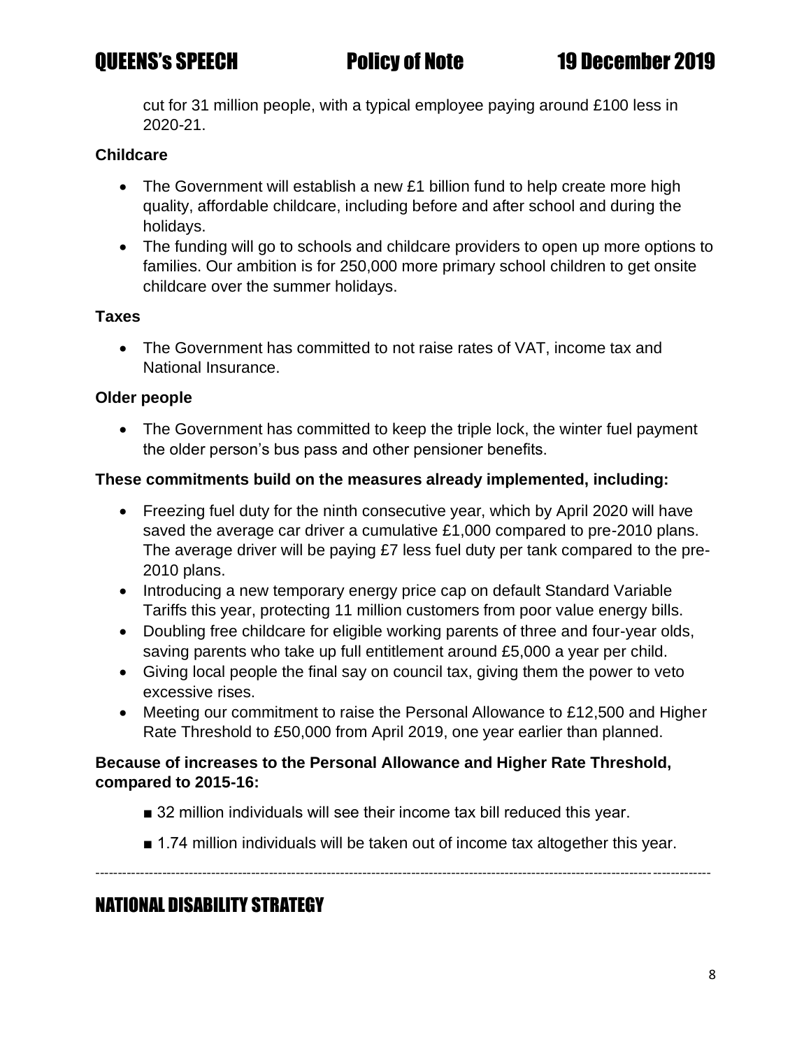cut for 31 million people, with a typical employee paying around £100 less in 2020-21.

**Childcare**

- The Government will establish a new £1 billion fund to help create more high quality, affordable childcare, including before and after school and during the holidays.
- The funding will go to schools and childcare providers to open up more options to families. Our ambition is for 250,000 more primary school children to get onsite childcare over the summer holidays.

**Taxes**

- The Government has committed to not raise rates of VAT, income tax and National Insurance.

**Older people**

- The Government has committed to keep the triple lock, the winter fuel payment the older person's bus pass and other pensioner benefits.

**These commitments build on the measures already implemented, including:**

- Freezing fuel duty for the ninth consecutive year, which by April 2020 will have saved the average car driver a cumulative £1,000 compared to pre-2010 plans. The average driver will be paying £7 less fuel duty per tank compared to the pre-2010 plans.
- Introducing a new temporary energy price cap on default Standard Variable Tariffs this year, protecting 11 million customers from poor value energy bills.
- Doubling free childcare for eligible working parents of three and four-year olds, saving parents who take up full entitlement around £5,000 a year per child.
- Giving local people the final say on council tax, giving them the power to veto excessive rises.
- Meeting our commitment to raise the Personal Allowance to £12,500 and Higher Rate Threshold to £50,000 from April 2019, one year earlier than planned.

**Because of increases to the Personal Allowance and Higher Rate Threshold, compared to 2015-16:**

- 32 million individuals will see their income tax bill reduced this year.
- 1.74 million individuals will be taken out of income tax altogether this year.

---

## NATIONAL DISABILITY STRATEGY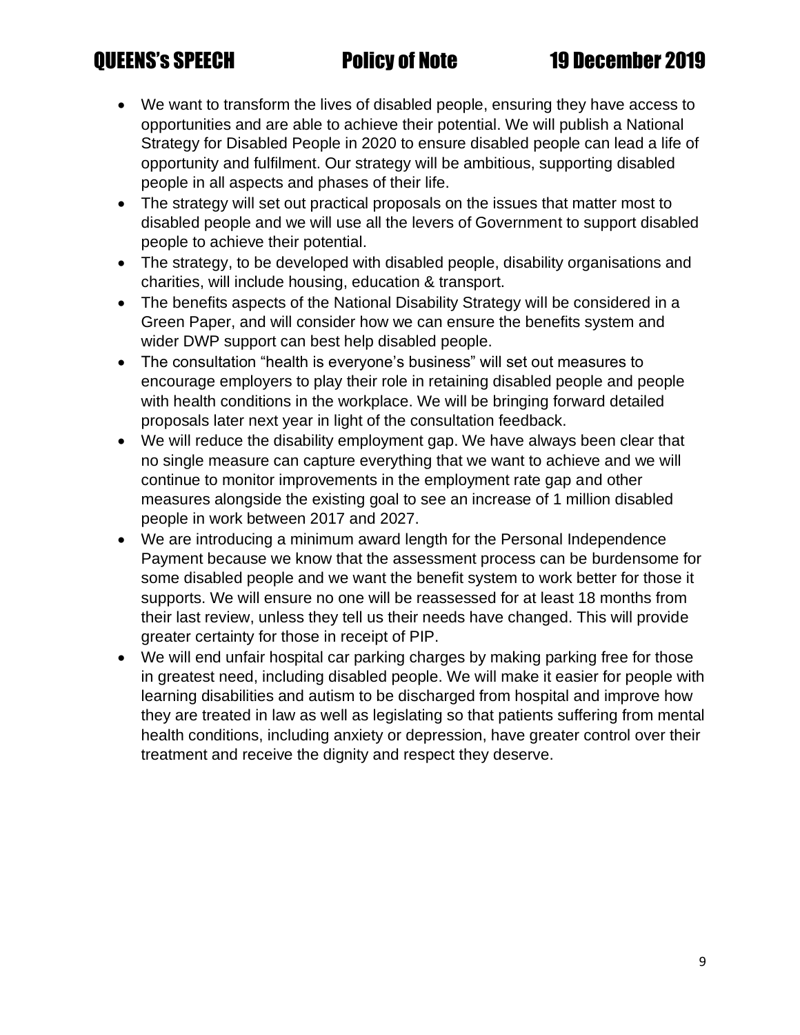- We want to transform the lives of disabled people, ensuring they have access to opportunities and are able to achieve their potential. We will publish a National Strategy for Disabled People in 2020 to ensure disabled people can lead a life of opportunity and fulfilment. Our strategy will be ambitious, supporting disabled people in all aspects and phases of their life.
- The strategy will set out practical proposals on the issues that matter most to disabled people and we will use all the levers of Government to support disabled people to achieve their potential.
- The strategy, to be developed with disabled people, disability organisations and charities, will include housing, education & transport.
- The benefits aspects of the National Disability Strategy will be considered in a Green Paper, and will consider how we can ensure the benefits system and wider DWP support can best help disabled people.
- The consultation "health is everyone's business" will set out measures to encourage employers to play their role in retaining disabled people and people with health conditions in the workplace. We will be bringing forward detailed proposals later next year in light of the consultation feedback.
- We will reduce the disability employment gap. We have always been clear that no single measure can capture everything that we want to achieve and we will continue to monitor improvements in the employment rate gap and other measures alongside the existing goal to see an increase of 1 million disabled people in work between 2017 and 2027.
- We are introducing a minimum award length for the Personal Independence Payment because we know that the assessment process can be burdensome for some disabled people and we want the benefit system to work better for those it supports. We will ensure no one will be reassessed for at least 18 months from their last review, unless they tell us their needs have changed. This will provide greater certainty for those in receipt of PIP.
- We will end unfair hospital car parking charges by making parking free for those in greatest need, including disabled people. We will make it easier for people with learning disabilities and autism to be discharged from hospital and improve how they are treated in law as well as legislating so that patients suffering from mental health conditions, including anxiety or depression, have greater control over their treatment and receive the dignity and respect they deserve.